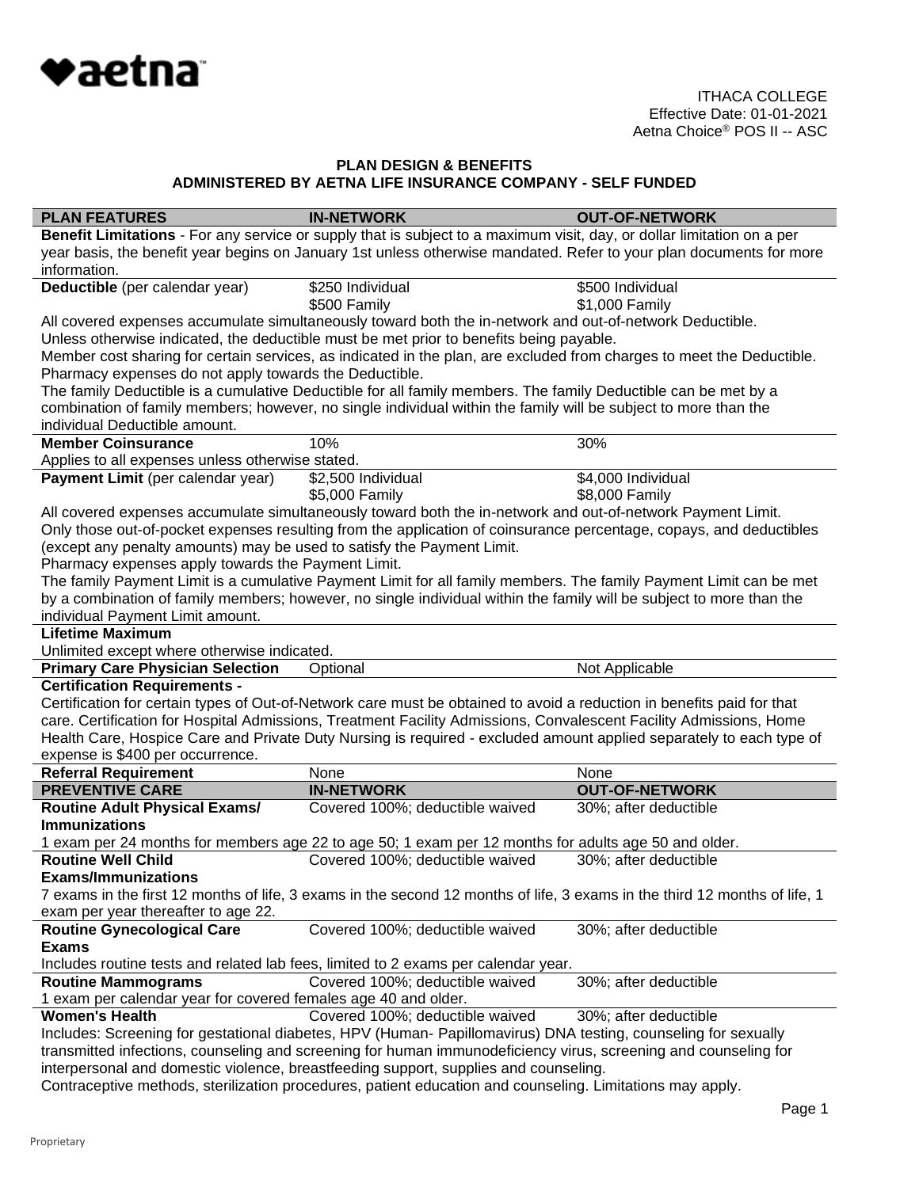♥aetna™

ITHACA COLLEGE
Effective Date: 01-01-2021
Aetna Choice® POS II -- ASC

## PLAN DESIGN & BENEFITS
## ADMINISTERED BY AETNA LIFE INSURANCE COMPANY - SELF FUNDED

| PLAN FEATURES | IN-NETWORK | OUT-OF-NETWORK |
|---|---|---|
| **Benefit Limitations** - For any service or supply that is subject to a maximum visit, day, or dollar limitation on a per year basis, the benefit year begins on January 1st unless otherwise mandated. Refer to your plan documents for more information. | | |
| **Deductible** (per calendar year) | $250 Individual<br>$500 Family | $500 Individual<br>$1,000 Family |
| All covered expenses accumulate simultaneously toward both the in-network and out-of-network Deductible.<br>Unless otherwise indicated, the deductible must be met prior to benefits being payable.<br>Member cost sharing for certain services, as indicated in the plan, are excluded from charges to meet the Deductible.<br>Pharmacy expenses do not apply towards the Deductible.<br>The family Deductible is a cumulative Deductible for all family members. The family Deductible can be met by a combination of family members; however, no single individual within the family will be subject to more than the individual Deductible amount. | | |
| **Member Coinsurance** | 10% | 30% |
| Applies to all expenses unless otherwise stated. | | |
| **Payment Limit** (per calendar year) | $2,500 Individual<br>$5,000 Family | $4,000 Individual<br>$8,000 Family |
| All covered expenses accumulate simultaneously toward both the in-network and out-of-network Payment Limit.<br>Only those out-of-pocket expenses resulting from the application of coinsurance percentage, copays, and deductibles (except any penalty amounts) may be used to satisfy the Payment Limit.<br>Pharmacy expenses apply towards the Payment Limit.<br>The family Payment Limit is a cumulative Payment Limit for all family members. The family Payment Limit can be met by a combination of family members; however, no single individual within the family will be subject to more than the individual Payment Limit amount. | | |
| **Lifetime Maximum** | | |
| Unlimited except where otherwise indicated. | | |
| **Primary Care Physician Selection** | Optional | Not Applicable |
| **Certification Requirements -** | | |
| Certification for certain types of Out-of-Network care must be obtained to avoid a reduction in benefits paid for that care. Certification for Hospital Admissions, Treatment Facility Admissions, Convalescent Facility Admissions, Home Health Care, Hospice Care and Private Duty Nursing is required - excluded amount applied separately to each type of expense is $400 per occurrence. | | |
| **Referral Requirement** | None | None |
| **PREVENTIVE CARE** | **IN-NETWORK** | **OUT-OF-NETWORK** |
| **Routine Adult Physical Exams/ Immunizations** | Covered 100%; deductible waived | 30%; after deductible |
| 1 exam per 24 months for members age 22 to age 50; 1 exam per 12 months for adults age 50 and older. | | |
| **Routine Well Child Exams/Immunizations** | Covered 100%; deductible waived | 30%; after deductible |
| 7 exams in the first 12 months of life, 3 exams in the second 12 months of life, 3 exams in the third 12 months of life, 1 exam per year thereafter to age 22. | | |
| **Routine Gynecological Care Exams** | Covered 100%; deductible waived | 30%; after deductible |
| Includes routine tests and related lab fees, limited to 2 exams per calendar year. | | |
| **Routine Mammograms** | Covered 100%; deductible waived | 30%; after deductible |
| 1 exam per calendar year for covered females age 40 and older. | | |
| **Women's Health** | Covered 100%; deductible waived | 30%; after deductible |
| Includes: Screening for gestational diabetes, HPV (Human- Papillomavirus) DNA testing, counseling for sexually transmitted infections, counseling and screening for human immunodeficiency virus, screening and counseling for interpersonal and domestic violence, breastfeeding support, supplies and counseling.<br>Contraceptive methods, sterilization procedures, patient education and counseling. Limitations may apply. | | |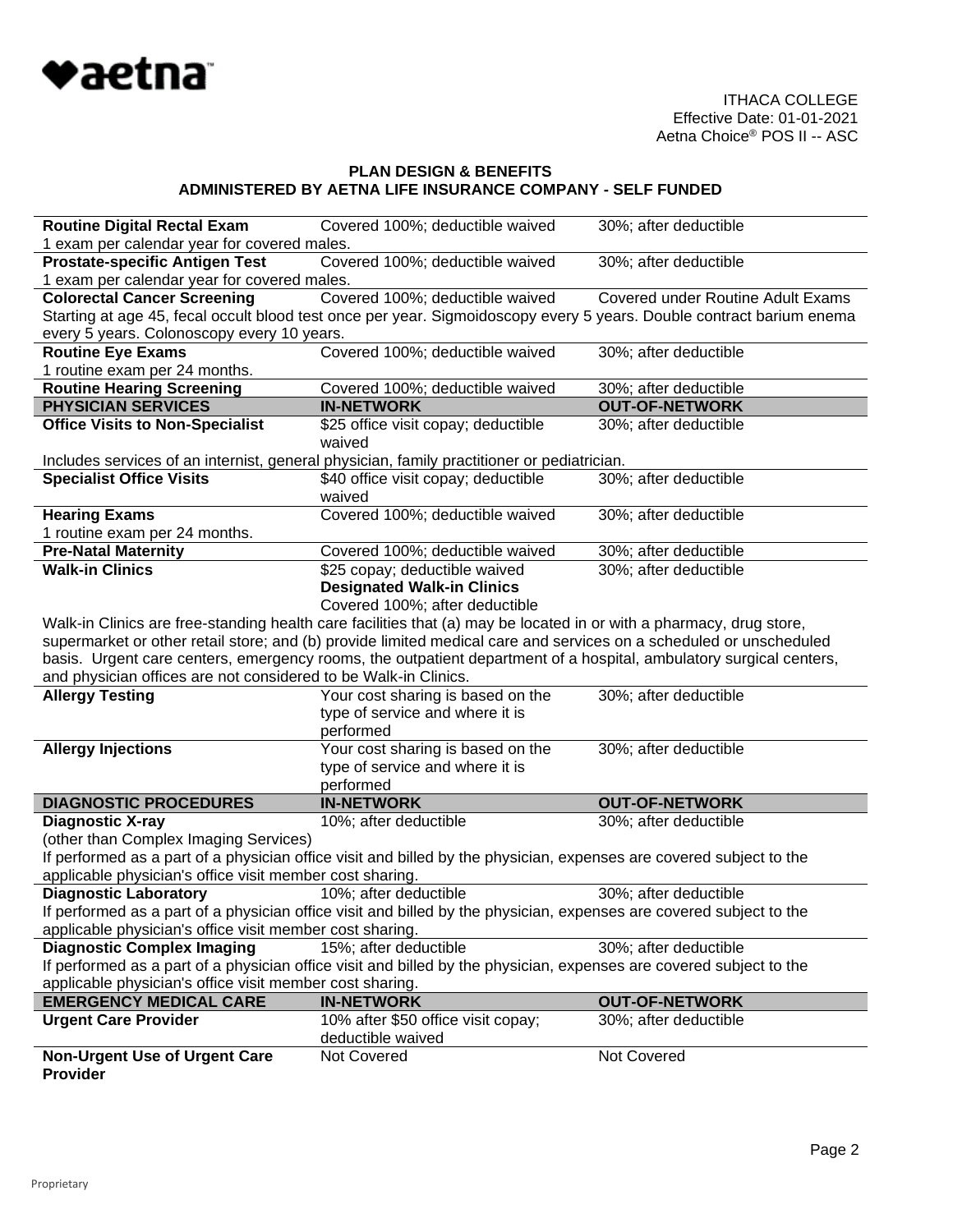ITHACA COLLEGE
Effective Date: 01-01-2021
Aetna Choice® POS II -- ASC

**PLAN DESIGN & BENEFITS**
**ADMINISTERED BY AETNA LIFE INSURANCE COMPANY - SELF FUNDED**

| | | |
|---|---|---|
| **Routine Digital Rectal Exam** | Covered 100%; deductible waived | 30%; after deductible |
| 1 exam per calendar year for covered males. | | |
| **Prostate-specific Antigen Test** | Covered 100%; deductible waived | 30%; after deductible |
| 1 exam per calendar year for covered males. | | |
| **Colorectal Cancer Screening** | Covered 100%; deductible waived | Covered under Routine Adult Exams |
| Starting at age 45, fecal occult blood test once per year. Sigmoidoscopy every 5 years. Double contract barium enema every 5 years. Colonoscopy every 10 years. | | |
| **Routine Eye Exams** | Covered 100%; deductible waived | 30%; after deductible |
| 1 routine exam per 24 months. | | |
| **Routine Hearing Screening** | Covered 100%; deductible waived | 30%; after deductible |
| **PHYSICIAN SERVICES** | **IN-NETWORK** | **OUT-OF-NETWORK** |
| **Office Visits to Non-Specialist** | $25 office visit copay; deductible waived | 30%; after deductible |
| Includes services of an internist, general physician, family practitioner or pediatrician. | | |
| **Specialist Office Visits** | $40 office visit copay; deductible waived | 30%; after deductible |
| **Hearing Exams** | Covered 100%; deductible waived | 30%; after deductible |
| 1 routine exam per 24 months. | | |
| **Pre-Natal Maternity** | Covered 100%; deductible waived | 30%; after deductible |
| **Walk-in Clinics** | $25 copay; deductible waived<br>**Designated Walk-in Clinics**<br>Covered 100%; after deductible | 30%; after deductible |
| Walk-in Clinics are free-standing health care facilities that (a) may be located in or with a pharmacy, drug store, supermarket or other retail store; and (b) provide limited medical care and services on a scheduled or unscheduled basis. Urgent care centers, emergency rooms, the outpatient department of a hospital, ambulatory surgical centers, and physician offices are not considered to be Walk-in Clinics. | | |
| **Allergy Testing** | Your cost sharing is based on the type of service and where it is performed | 30%; after deductible |
| **Allergy Injections** | Your cost sharing is based on the type of service and where it is performed | 30%; after deductible |
| **DIAGNOSTIC PROCEDURES** | **IN-NETWORK** | **OUT-OF-NETWORK** |
| **Diagnostic X-ray** (other than Complex Imaging Services) | 10%; after deductible | 30%; after deductible |
| If performed as a part of a physician office visit and billed by the physician, expenses are covered subject to the applicable physician's office visit member cost sharing. | | |
| **Diagnostic Laboratory** | 10%; after deductible | 30%; after deductible |
| If performed as a part of a physician office visit and billed by the physician, expenses are covered subject to the applicable physician's office visit member cost sharing. | | |
| **Diagnostic Complex Imaging** | 15%; after deductible | 30%; after deductible |
| If performed as a part of a physician office visit and billed by the physician, expenses are covered subject to the applicable physician's office visit member cost sharing. | | |
| **EMERGENCY MEDICAL CARE** | **IN-NETWORK** | **OUT-OF-NETWORK** |
| **Urgent Care Provider** | 10% after $50 office visit copay; deductible waived | 30%; after deductible |
| **Non-Urgent Use of Urgent Care Provider** | Not Covered | Not Covered |

Proprietary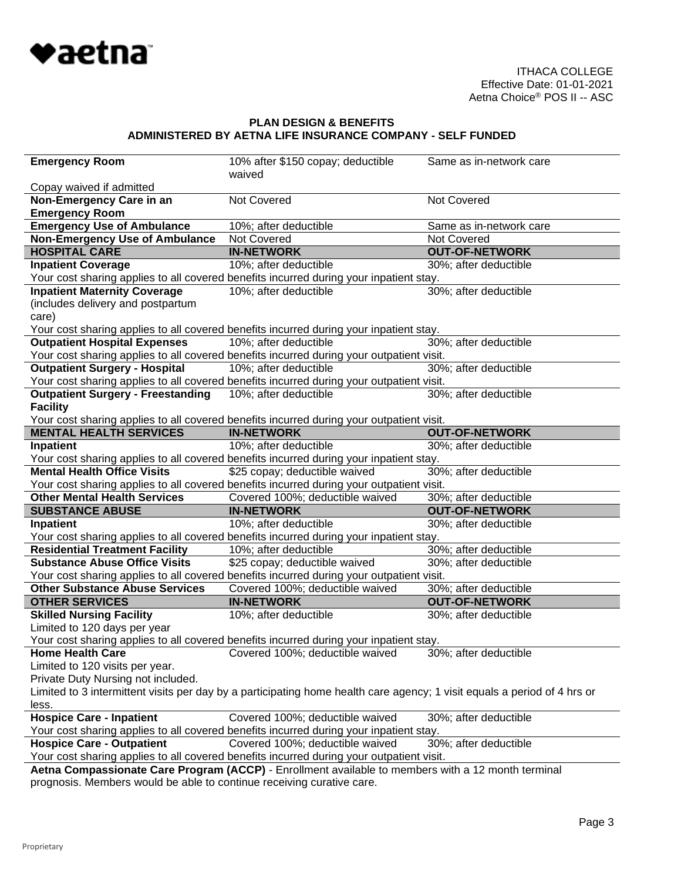ITHACA COLLEGE
Effective Date: 01-01-2021
Aetna Choice® POS II -- ASC

**PLAN DESIGN & BENEFITS**
**ADMINISTERED BY AETNA LIFE INSURANCE COMPANY - SELF FUNDED**

| | | |
|---|---|---|
| **Emergency Room** | 10% after $150 copay; deductible waived | Same as in-network care |
| Copay waived if admitted | | |
| **Non-Emergency Care in an Emergency Room** | Not Covered | Not Covered |
| **Emergency Use of Ambulance** | 10%; after deductible | Same as in-network care |
| **Non-Emergency Use of Ambulance** | Not Covered | Not Covered |
| **HOSPITAL CARE** | **IN-NETWORK** | **OUT-OF-NETWORK** |
| **Inpatient Coverage** | 10%; after deductible | 30%; after deductible |
| Your cost sharing applies to all covered benefits incurred during your inpatient stay. | | |
| **Inpatient Maternity Coverage** (includes delivery and postpartum care) | 10%; after deductible | 30%; after deductible |
| Your cost sharing applies to all covered benefits incurred during your inpatient stay. | | |
| **Outpatient Hospital Expenses** | 10%; after deductible | 30%; after deductible |
| Your cost sharing applies to all covered benefits incurred during your outpatient visit. | | |
| **Outpatient Surgery - Hospital** | 10%; after deductible | 30%; after deductible |
| Your cost sharing applies to all covered benefits incurred during your outpatient visit. | | |
| **Outpatient Surgery - Freestanding Facility** | 10%; after deductible | 30%; after deductible |
| Your cost sharing applies to all covered benefits incurred during your outpatient visit. | | |
| **MENTAL HEALTH SERVICES** | **IN-NETWORK** | **OUT-OF-NETWORK** |
| **Inpatient** | 10%; after deductible | 30%; after deductible |
| Your cost sharing applies to all covered benefits incurred during your inpatient stay. | | |
| **Mental Health Office Visits** | $25 copay; deductible waived | 30%; after deductible |
| Your cost sharing applies to all covered benefits incurred during your outpatient visit. | | |
| **Other Mental Health Services** | Covered 100%; deductible waived | 30%; after deductible |
| **SUBSTANCE ABUSE** | **IN-NETWORK** | **OUT-OF-NETWORK** |
| **Inpatient** | 10%; after deductible | 30%; after deductible |
| Your cost sharing applies to all covered benefits incurred during your inpatient stay. | | |
| **Residential Treatment Facility** | 10%; after deductible | 30%; after deductible |
| **Substance Abuse Office Visits** | $25 copay; deductible waived | 30%; after deductible |
| Your cost sharing applies to all covered benefits incurred during your outpatient visit. | | |
| **Other Substance Abuse Services** | Covered 100%; deductible waived | 30%; after deductible |
| **OTHER SERVICES** | **IN-NETWORK** | **OUT-OF-NETWORK** |
| **Skilled Nursing Facility** | 10%; after deductible | 30%; after deductible |
| Limited to 120 days per year | | |
| Your cost sharing applies to all covered benefits incurred during your inpatient stay. | | |
| **Home Health Care** | Covered 100%; deductible waived | 30%; after deductible |
| Limited to 120 visits per year. | | |
| Private Duty Nursing not included. | | |
| Limited to 3 intermittent visits per day by a participating home health care agency; 1 visit equals a period of 4 hrs or less. | | |
| **Hospice Care - Inpatient** | Covered 100%; deductible waived | 30%; after deductible |
| Your cost sharing applies to all covered benefits incurred during your inpatient stay. | | |
| **Hospice Care - Outpatient** | Covered 100%; deductible waived | 30%; after deductible |
| Your cost sharing applies to all covered benefits incurred during your outpatient visit. | | |

**Aetna Compassionate Care Program (ACCP)** - Enrollment available to members with a 12 month terminal prognosis. Members would be able to continue receiving curative care.

Proprietary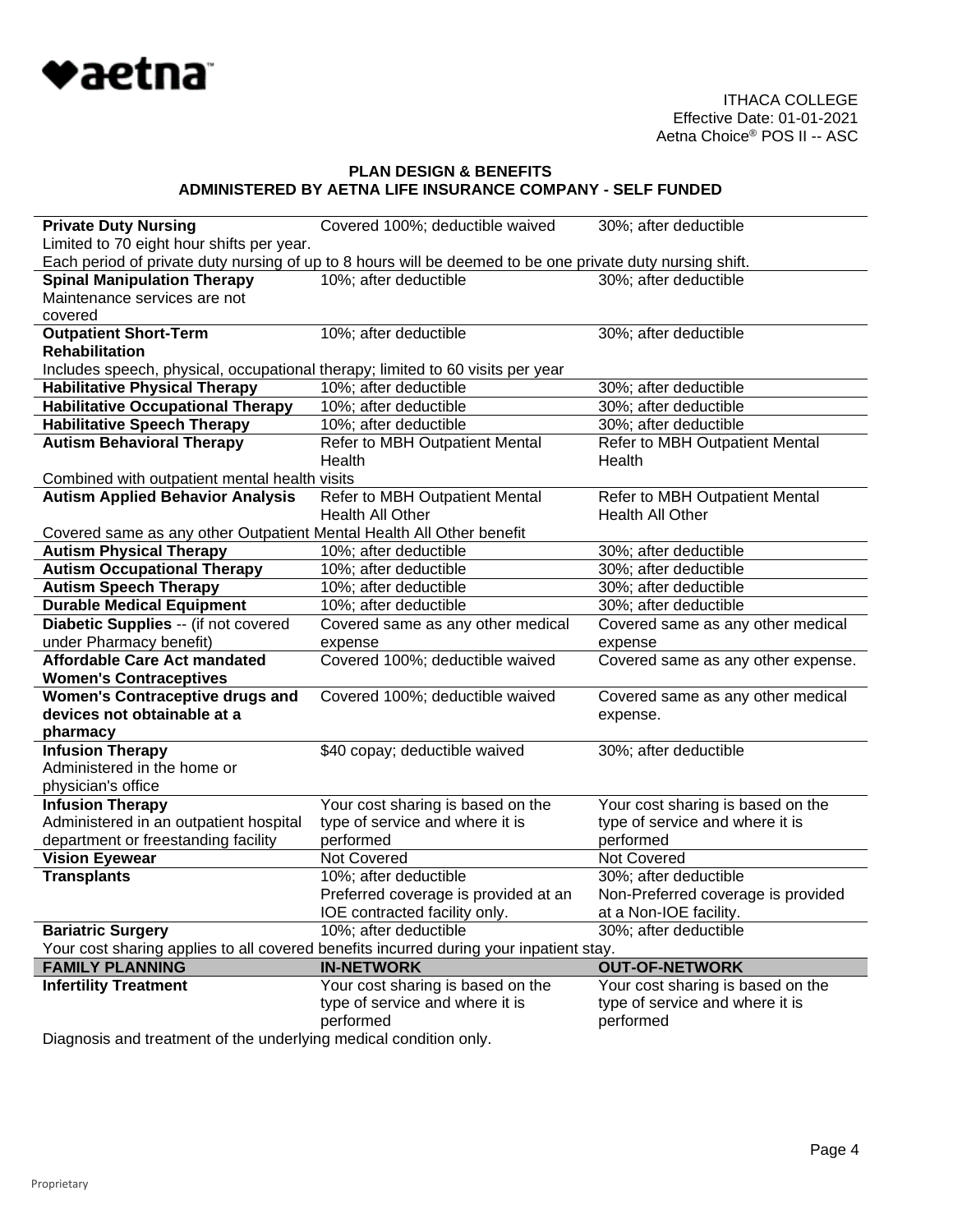ITHACA COLLEGE
Effective Date: 01-01-2021
Aetna Choice® POS II -- ASC

**PLAN DESIGN & BENEFITS**
**ADMINISTERED BY AETNA LIFE INSURANCE COMPANY - SELF FUNDED**

| | | |
|---|---|---|
| **Private Duty Nursing** | Covered 100%; deductible waived | 30%; after deductible |
| Limited to 70 eight hour shifts per year. Each period of private duty nursing of up to 8 hours will be deemed to be one private duty nursing shift. | | |
| **Spinal Manipulation Therapy** Maintenance services are not covered | 10%; after deductible | 30%; after deductible |
| **Outpatient Short-Term Rehabilitation** | 10%; after deductible | 30%; after deductible |
| Includes speech, physical, occupational therapy; limited to 60 visits per year | | |
| **Habilitative Physical Therapy** | 10%; after deductible | 30%; after deductible |
| **Habilitative Occupational Therapy** | 10%; after deductible | 30%; after deductible |
| **Habilitative Speech Therapy** | 10%; after deductible | 30%; after deductible |
| **Autism Behavioral Therapy** | Refer to MBH Outpatient Mental Health | Refer to MBH Outpatient Mental Health |
| Combined with outpatient mental health visits | | |
| **Autism Applied Behavior Analysis** | Refer to MBH Outpatient Mental Health All Other | Refer to MBH Outpatient Mental Health All Other |
| Covered same as any other Outpatient Mental Health All Other benefit | | |
| **Autism Physical Therapy** | 10%; after deductible | 30%; after deductible |
| **Autism Occupational Therapy** | 10%; after deductible | 30%; after deductible |
| **Autism Speech Therapy** | 10%; after deductible | 30%; after deductible |
| **Durable Medical Equipment** | 10%; after deductible | 30%; after deductible |
| **Diabetic Supplies** -- (if not covered under Pharmacy benefit) | Covered same as any other medical expense | Covered same as any other medical expense |
| **Affordable Care Act mandated Women's Contraceptives** | Covered 100%; deductible waived | Covered same as any other expense. |
| **Women's Contraceptive drugs and devices not obtainable at a pharmacy** | Covered 100%; deductible waived | Covered same as any other medical expense. |
| **Infusion Therapy** Administered in the home or physician's office | $40 copay; deductible waived | 30%; after deductible |
| **Infusion Therapy** Administered in an outpatient hospital department or freestanding facility | Your cost sharing is based on the type of service and where it is performed | Your cost sharing is based on the type of service and where it is performed |
| **Vision Eyewear** | Not Covered | Not Covered |
| **Transplants** | 10%; after deductible Preferred coverage is provided at an IOE contracted facility only. | 30%; after deductible Non-Preferred coverage is provided at a Non-IOE facility. |
| **Bariatric Surgery** | 10%; after deductible | 30%; after deductible |
| Your cost sharing applies to all covered benefits incurred during your inpatient stay. | | |
| **FAMILY PLANNING** | **IN-NETWORK** | **OUT-OF-NETWORK** |
| **Infertility Treatment** | Your cost sharing is based on the type of service and where it is performed | Your cost sharing is based on the type of service and where it is performed |
| Diagnosis and treatment of the underlying medical condition only. | | |

Proprietary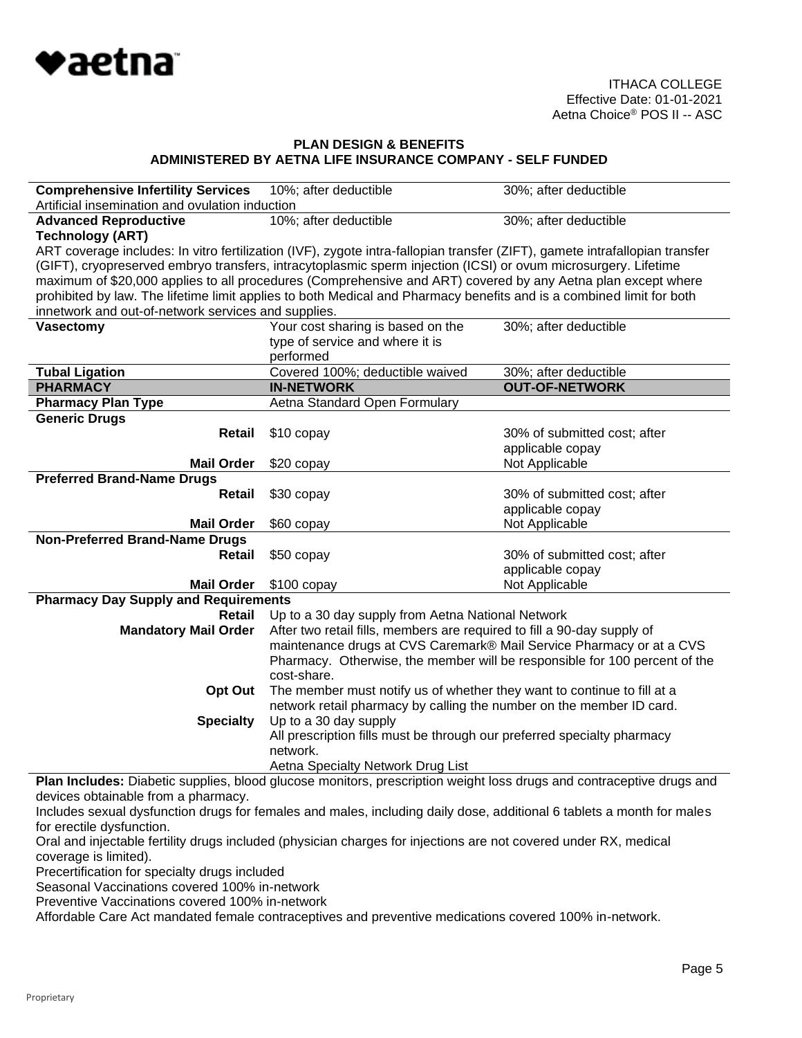ITHACA COLLEGE
Effective Date: 01-01-2021
Aetna Choice® POS II -- ASC

## PLAN DESIGN & BENEFITS
## ADMINISTERED BY AETNA LIFE INSURANCE COMPANY - SELF FUNDED

| | | |
|---|---|---|
| **Comprehensive Infertility Services** | 10%; after deductible | 30%; after deductible |
| Artificial insemination and ovulation induction | | |
| **Advanced Reproductive Technology (ART)** | 10%; after deductible | 30%; after deductible |
| ART coverage includes: In vitro fertilization (IVF), zygote intra-fallopian transfer (ZIFT), gamete intrafallopian transfer (GIFT), cryopreserved embryo transfers, intracytoplasmic sperm injection (ICSI) or ovum microsurgery. Lifetime maximum of $20,000 applies to all procedures (Comprehensive and ART) covered by any Aetna plan except where prohibited by law. The lifetime limit applies to both Medical and Pharmacy benefits and is a combined limit for both innetwork and out-of-network services and supplies. | | |
| **Vasectomy** | Your cost sharing is based on the type of service and where it is performed | 30%; after deductible |
| **Tubal Ligation** | Covered 100%; deductible waived | 30%; after deductible |
| **PHARMACY** | **IN-NETWORK** | **OUT-OF-NETWORK** |
| **Pharmacy Plan Type** | Aetna Standard Open Formulary | |
| **Generic Drugs** | | |
| **Retail** | $10 copay | 30% of submitted cost; after applicable copay |
| **Mail Order** | $20 copay | Not Applicable |
| **Preferred Brand-Name Drugs** | | |
| **Retail** | $30 copay | 30% of submitted cost; after applicable copay |
| **Mail Order** | $60 copay | Not Applicable |
| **Non-Preferred Brand-Name Drugs** | | |
| **Retail** | $50 copay | 30% of submitted cost; after applicable copay |
| **Mail Order** | $100 copay | Not Applicable |
| **Pharmacy Day Supply and Requirements** | | |
| **Retail** | Up to a 30 day supply from Aetna National Network | |
| **Mandatory Mail Order** | After two retail fills, members are required to fill a 90-day supply of maintenance drugs at CVS Caremark® Mail Service Pharmacy or at a CVS Pharmacy. Otherwise, the member will be responsible for 100 percent of the cost-share. | |
| **Opt Out** | The member must notify us of whether they want to continue to fill at a network retail pharmacy by calling the number on the member ID card. | |
| **Specialty** | Up to a 30 day supply<br>All prescription fills must be through our preferred specialty pharmacy network.<br>Aetna Specialty Network Drug List | |

**Plan Includes:** Diabetic supplies, blood glucose monitors, prescription weight loss drugs and contraceptive drugs and devices obtainable from a pharmacy.

Includes sexual dysfunction drugs for females and males, including daily dose, additional 6 tablets a month for males for erectile dysfunction.

Oral and injectable fertility drugs included (physician charges for injections are not covered under RX, medical coverage is limited).

Precertification for specialty drugs included

Seasonal Vaccinations covered 100% in-network

Preventive Vaccinations covered 100% in-network

Affordable Care Act mandated female contraceptives and preventive medications covered 100% in-network.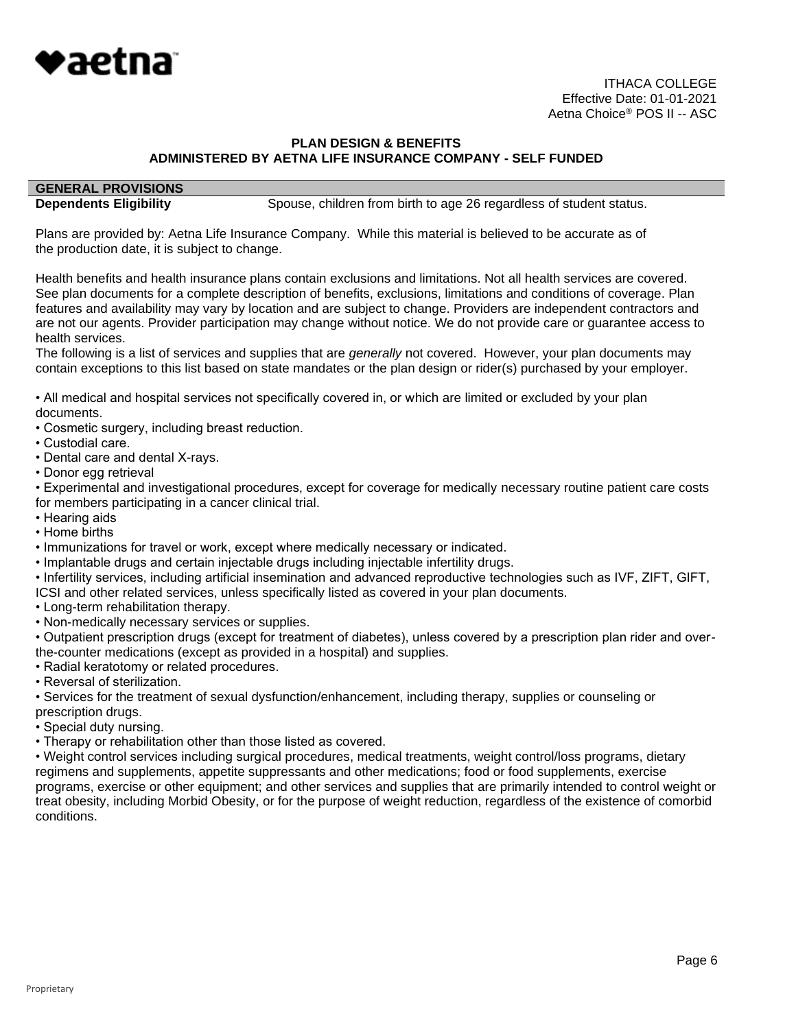ITHACA COLLEGE
Effective Date: 01-01-2021
Aetna Choice® POS II -- ASC

**PLAN DESIGN & BENEFITS**
**ADMINISTERED BY AETNA LIFE INSURANCE COMPANY - SELF FUNDED**

| **GENERAL PROVISIONS** | |
|---|---|
| **Dependents Eligibility** | Spouse, children from birth to age 26 regardless of student status. |

Plans are provided by: Aetna Life Insurance Company. While this material is believed to be accurate as of the production date, it is subject to change.

Health benefits and health insurance plans contain exclusions and limitations. Not all health services are covered. See plan documents for a complete description of benefits, exclusions, limitations and conditions of coverage. Plan features and availability may vary by location and are subject to change. Providers are independent contractors and are not our agents. Provider participation may change without notice. We do not provide care or guarantee access to health services.
The following is a list of services and supplies that are *generally* not covered. However, your plan documents may contain exceptions to this list based on state mandates or the plan design or rider(s) purchased by your employer.

- All medical and hospital services not specifically covered in, or which are limited or excluded by your plan documents.
- Cosmetic surgery, including breast reduction.
- Custodial care.
- Dental care and dental X-rays.
- Donor egg retrieval
- Experimental and investigational procedures, except for coverage for medically necessary routine patient care costs for members participating in a cancer clinical trial.
- Hearing aids
- Home births
- Immunizations for travel or work, except where medically necessary or indicated.
- Implantable drugs and certain injectable drugs including injectable infertility drugs.
- Infertility services, including artificial insemination and advanced reproductive technologies such as IVF, ZIFT, GIFT, ICSI and other related services, unless specifically listed as covered in your plan documents.
- Long-term rehabilitation therapy.
- Non-medically necessary services or supplies.
- Outpatient prescription drugs (except for treatment of diabetes), unless covered by a prescription plan rider and over-the-counter medications (except as provided in a hospital) and supplies.
- Radial keratotomy or related procedures.
- Reversal of sterilization.
- Services for the treatment of sexual dysfunction/enhancement, including therapy, supplies or counseling or prescription drugs.
- Special duty nursing.
- Therapy or rehabilitation other than those listed as covered.
- Weight control services including surgical procedures, medical treatments, weight control/loss programs, dietary regimens and supplements, appetite suppressants and other medications; food or food supplements, exercise programs, exercise or other equipment; and other services and supplies that are primarily intended to control weight or treat obesity, including Morbid Obesity, or for the purpose of weight reduction, regardless of the existence of comorbid conditions.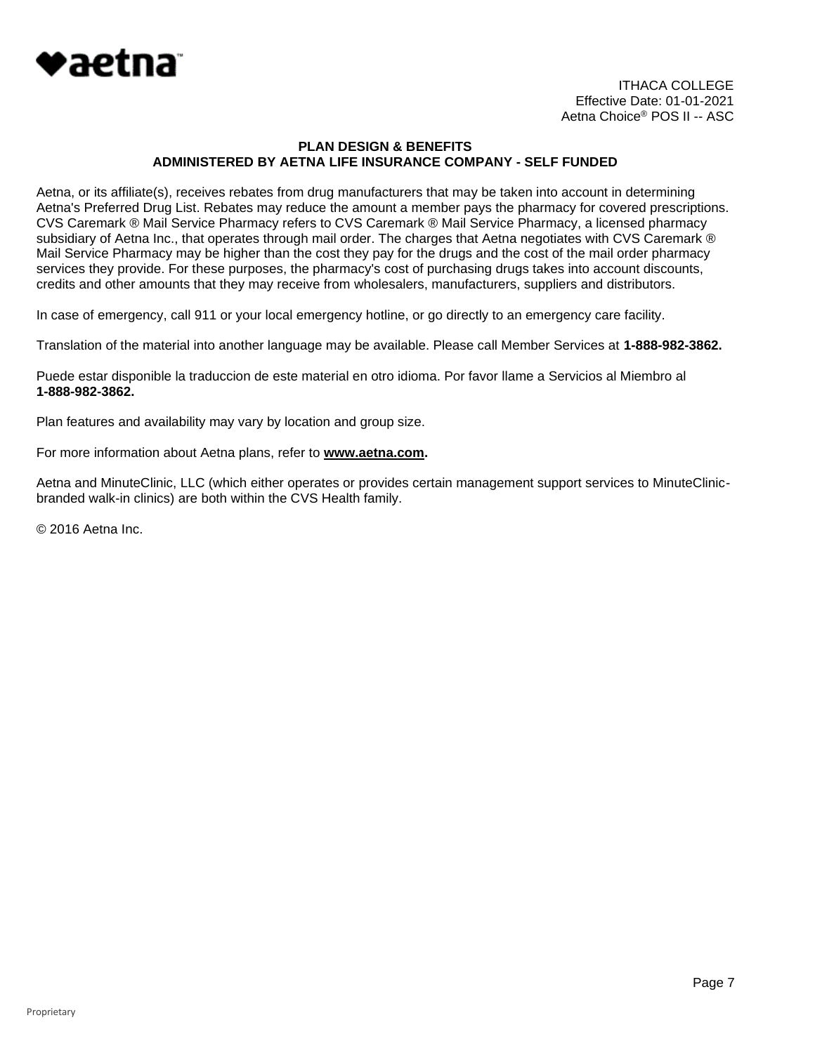ITHACA COLLEGE
Effective Date: 01-01-2021
Aetna Choice® POS II -- ASC

**PLAN DESIGN & BENEFITS**
**ADMINISTERED BY AETNA LIFE INSURANCE COMPANY - SELF FUNDED**

Aetna, or its affiliate(s), receives rebates from drug manufacturers that may be taken into account in determining Aetna's Preferred Drug List. Rebates may reduce the amount a member pays the pharmacy for covered prescriptions. CVS Caremark ® Mail Service Pharmacy refers to CVS Caremark ® Mail Service Pharmacy, a licensed pharmacy subsidiary of Aetna Inc., that operates through mail order. The charges that Aetna negotiates with CVS Caremark ® Mail Service Pharmacy may be higher than the cost they pay for the drugs and the cost of the mail order pharmacy services they provide. For these purposes, the pharmacy's cost of purchasing drugs takes into account discounts, credits and other amounts that they may receive from wholesalers, manufacturers, suppliers and distributors.

In case of emergency, call 911 or your local emergency hotline, or go directly to an emergency care facility.

Translation of the material into another language may be available. Please call Member Services at **1-888-982-3862.**

Puede estar disponible la traduccion de este material en otro idioma. Por favor llame a Servicios al Miembro al **1-888-982-3862.**

Plan features and availability may vary by location and group size.

For more information about Aetna plans, refer to **www.aetna.com.**

Aetna and MinuteClinic, LLC (which either operates or provides certain management support services to MinuteClinic-branded walk-in clinics) are both within the CVS Health family.

© 2016 Aetna Inc.

Proprietary